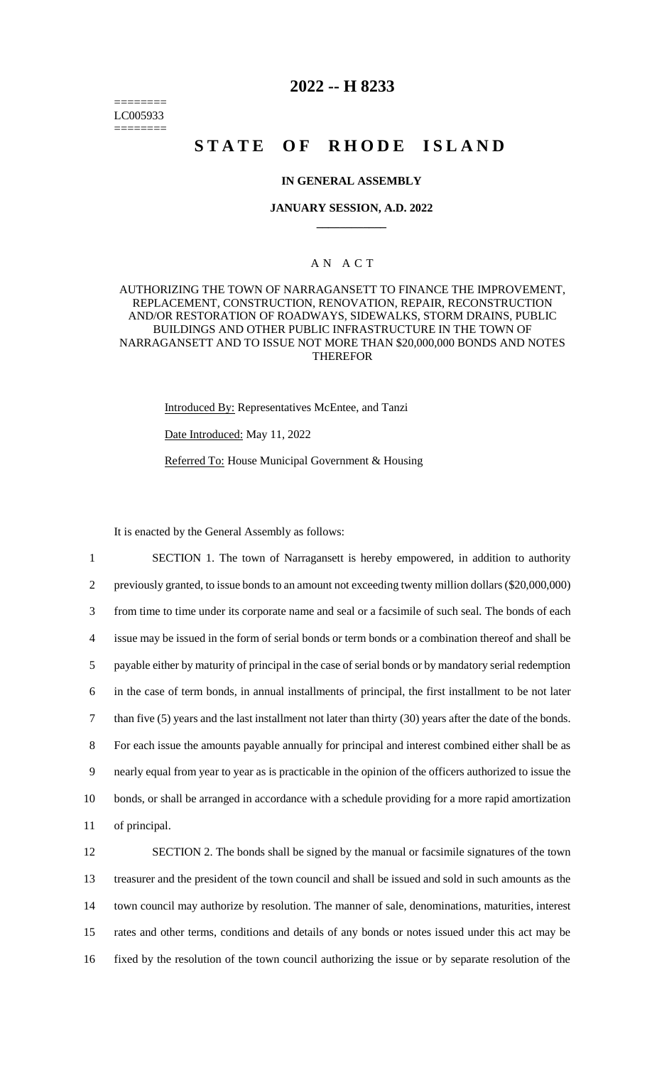========
LC005933
========

# 2022 -- H 8233

# STATE OF RHODE ISLAND

### IN GENERAL ASSEMBLY

### JANUARY SESSION, A.D. 2022

____________

### A N A C T

AUTHORIZING THE TOWN OF NARRAGANSETT TO FINANCE THE IMPROVEMENT, REPLACEMENT, CONSTRUCTION, RENOVATION, REPAIR, RECONSTRUCTION AND/OR RESTORATION OF ROADWAYS, SIDEWALKS, STORM DRAINS, PUBLIC BUILDINGS AND OTHER PUBLIC INFRASTRUCTURE IN THE TOWN OF NARRAGANSETT AND TO ISSUE NOT MORE THAN $20,000,000 BONDS AND NOTES THEREFOR

Introduced By: Representatives McEntee, and Tanzi

Date Introduced: May 11, 2022

Referred To: House Municipal Government & Housing

It is enacted by the General Assembly as follows:

1 SECTION 1. The town of Narragansett is hereby empowered, in addition to authority
2 previously granted, to issue bonds to an amount not exceeding twenty million dollars ($20,000,000)
3 from time to time under its corporate name and seal or a facsimile of such seal. The bonds of each
4 issue may be issued in the form of serial bonds or term bonds or a combination thereof and shall be
5 payable either by maturity of principal in the case of serial bonds or by mandatory serial redemption
6 in the case of term bonds, in annual installments of principal, the first installment to be not later
7 than five (5) years and the last installment not later than thirty (30) years after the date of the bonds.
8 For each issue the amounts payable annually for principal and interest combined either shall be as
9 nearly equal from year to year as is practicable in the opinion of the officers authorized to issue the
10 bonds, or shall be arranged in accordance with a schedule providing for a more rapid amortization
11 of principal.

12 SECTION 2. The bonds shall be signed by the manual or facsimile signatures of the town
13 treasurer and the president of the town council and shall be issued and sold in such amounts as the
14 town council may authorize by resolution. The manner of sale, denominations, maturities, interest
15 rates and other terms, conditions and details of any bonds or notes issued under this act may be
16 fixed by the resolution of the town council authorizing the issue or by separate resolution of the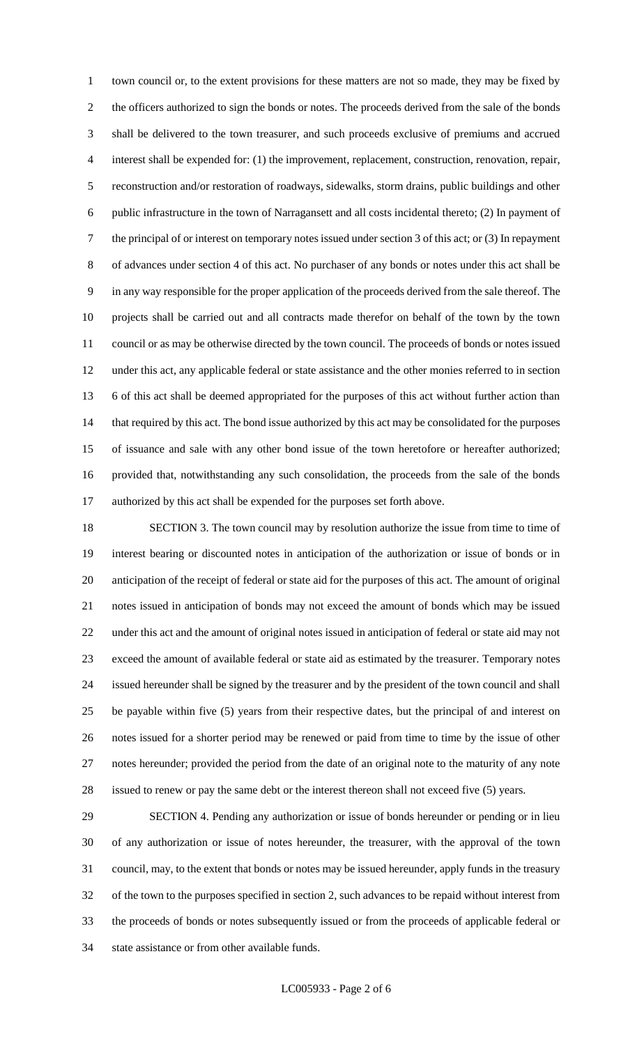town council or, to the extent provisions for these matters are not so made, they may be fixed by the officers authorized to sign the bonds or notes. The proceeds derived from the sale of the bonds shall be delivered to the town treasurer, and such proceeds exclusive of premiums and accrued interest shall be expended for: (1) the improvement, replacement, construction, renovation, repair, reconstruction and/or restoration of roadways, sidewalks, storm drains, public buildings and other public infrastructure in the town of Narragansett and all costs incidental thereto; (2) In payment of the principal of or interest on temporary notes issued under section 3 of this act; or (3) In repayment of advances under section 4 of this act. No purchaser of any bonds or notes under this act shall be in any way responsible for the proper application of the proceeds derived from the sale thereof. The projects shall be carried out and all contracts made therefor on behalf of the town by the town council or as may be otherwise directed by the town council. The proceeds of bonds or notes issued under this act, any applicable federal or state assistance and the other monies referred to in section 6 of this act shall be deemed appropriated for the purposes of this act without further action than that required by this act. The bond issue authorized by this act may be consolidated for the purposes of issuance and sale with any other bond issue of the town heretofore or hereafter authorized; provided that, notwithstanding any such consolidation, the proceeds from the sale of the bonds authorized by this act shall be expended for the purposes set forth above.

SECTION 3. The town council may by resolution authorize the issue from time to time of interest bearing or discounted notes in anticipation of the authorization or issue of bonds or in anticipation of the receipt of federal or state aid for the purposes of this act. The amount of original notes issued in anticipation of bonds may not exceed the amount of bonds which may be issued under this act and the amount of original notes issued in anticipation of federal or state aid may not exceed the amount of available federal or state aid as estimated by the treasurer. Temporary notes issued hereunder shall be signed by the treasurer and by the president of the town council and shall be payable within five (5) years from their respective dates, but the principal of and interest on notes issued for a shorter period may be renewed or paid from time to time by the issue of other notes hereunder; provided the period from the date of an original note to the maturity of any note issued to renew or pay the same debt or the interest thereon shall not exceed five (5) years.

SECTION 4. Pending any authorization or issue of bonds hereunder or pending or in lieu of any authorization or issue of notes hereunder, the treasurer, with the approval of the town council, may, to the extent that bonds or notes may be issued hereunder, apply funds in the treasury of the town to the purposes specified in section 2, such advances to be repaid without interest from the proceeds of bonds or notes subsequently issued or from the proceeds of applicable federal or state assistance or from other available funds.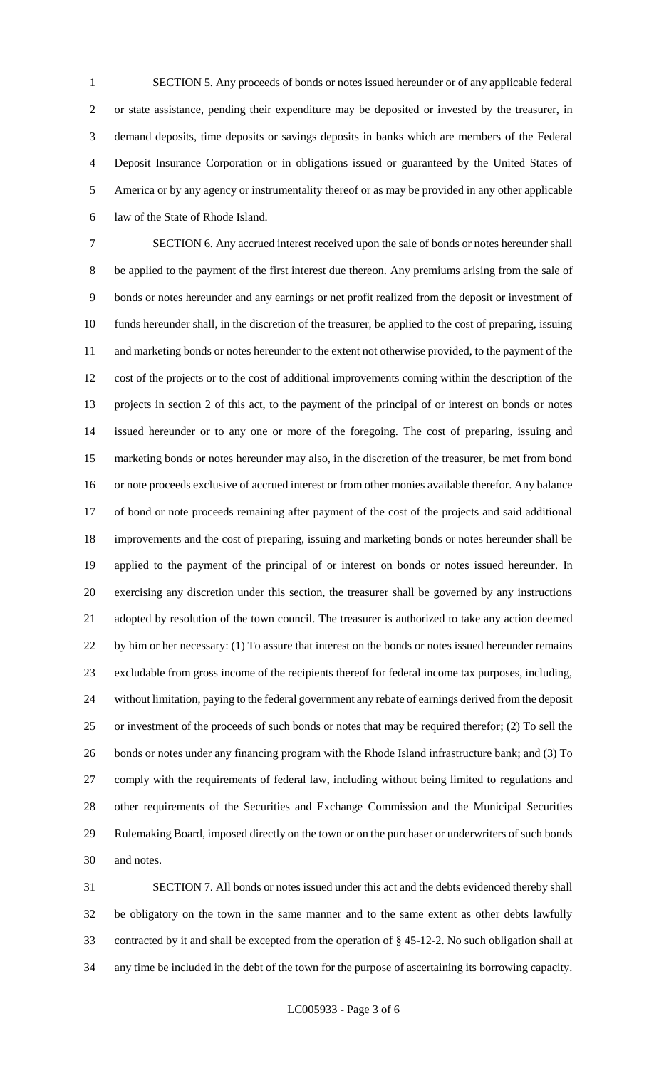SECTION 5. Any proceeds of bonds or notes issued hereunder or of any applicable federal or state assistance, pending their expenditure may be deposited or invested by the treasurer, in demand deposits, time deposits or savings deposits in banks which are members of the Federal Deposit Insurance Corporation or in obligations issued or guaranteed by the United States of America or by any agency or instrumentality thereof or as may be provided in any other applicable law of the State of Rhode Island.

SECTION 6. Any accrued interest received upon the sale of bonds or notes hereunder shall be applied to the payment of the first interest due thereon. Any premiums arising from the sale of bonds or notes hereunder and any earnings or net profit realized from the deposit or investment of funds hereunder shall, in the discretion of the treasurer, be applied to the cost of preparing, issuing and marketing bonds or notes hereunder to the extent not otherwise provided, to the payment of the cost of the projects or to the cost of additional improvements coming within the description of the projects in section 2 of this act, to the payment of the principal of or interest on bonds or notes issued hereunder or to any one or more of the foregoing. The cost of preparing, issuing and marketing bonds or notes hereunder may also, in the discretion of the treasurer, be met from bond or note proceeds exclusive of accrued interest or from other monies available therefor. Any balance of bond or note proceeds remaining after payment of the cost of the projects and said additional improvements and the cost of preparing, issuing and marketing bonds or notes hereunder shall be applied to the payment of the principal of or interest on bonds or notes issued hereunder. In exercising any discretion under this section, the treasurer shall be governed by any instructions adopted by resolution of the town council. The treasurer is authorized to take any action deemed by him or her necessary: (1) To assure that interest on the bonds or notes issued hereunder remains excludable from gross income of the recipients thereof for federal income tax purposes, including, without limitation, paying to the federal government any rebate of earnings derived from the deposit or investment of the proceeds of such bonds or notes that may be required therefor; (2) To sell the bonds or notes under any financing program with the Rhode Island infrastructure bank; and (3) To comply with the requirements of federal law, including without being limited to regulations and other requirements of the Securities and Exchange Commission and the Municipal Securities Rulemaking Board, imposed directly on the town or on the purchaser or underwriters of such bonds and notes.

SECTION 7. All bonds or notes issued under this act and the debts evidenced thereby shall be obligatory on the town in the same manner and to the same extent as other debts lawfully contracted by it and shall be excepted from the operation of § 45-12-2. No such obligation shall at any time be included in the debt of the town for the purpose of ascertaining its borrowing capacity.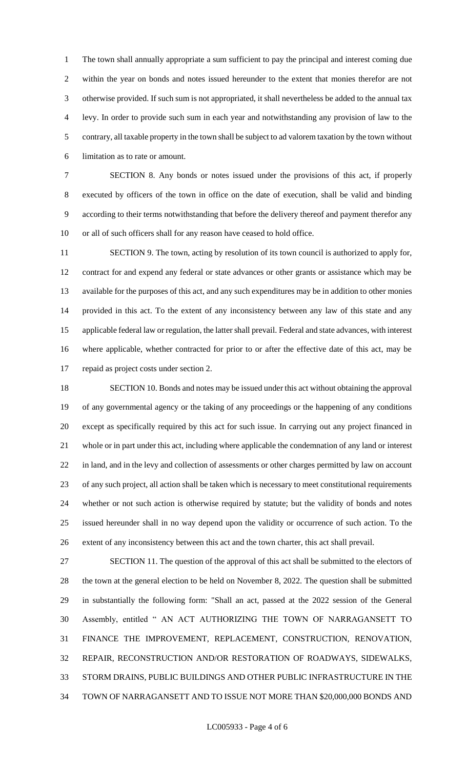The town shall annually appropriate a sum sufficient to pay the principal and interest coming due within the year on bonds and notes issued hereunder to the extent that monies therefor are not otherwise provided. If such sum is not appropriated, it shall nevertheless be added to the annual tax levy. In order to provide such sum in each year and notwithstanding any provision of law to the contrary, all taxable property in the town shall be subject to ad valorem taxation by the town without limitation as to rate or amount.

SECTION 8. Any bonds or notes issued under the provisions of this act, if properly executed by officers of the town in office on the date of execution, shall be valid and binding according to their terms notwithstanding that before the delivery thereof and payment therefor any or all of such officers shall for any reason have ceased to hold office.

SECTION 9. The town, acting by resolution of its town council is authorized to apply for, contract for and expend any federal or state advances or other grants or assistance which may be available for the purposes of this act, and any such expenditures may be in addition to other monies provided in this act. To the extent of any inconsistency between any law of this state and any applicable federal law or regulation, the latter shall prevail. Federal and state advances, with interest where applicable, whether contracted for prior to or after the effective date of this act, may be repaid as project costs under section 2.

SECTION 10. Bonds and notes may be issued under this act without obtaining the approval of any governmental agency or the taking of any proceedings or the happening of any conditions except as specifically required by this act for such issue. In carrying out any project financed in whole or in part under this act, including where applicable the condemnation of any land or interest in land, and in the levy and collection of assessments or other charges permitted by law on account of any such project, all action shall be taken which is necessary to meet constitutional requirements whether or not such action is otherwise required by statute; but the validity of bonds and notes issued hereunder shall in no way depend upon the validity or occurrence of such action. To the extent of any inconsistency between this act and the town charter, this act shall prevail.

SECTION 11. The question of the approval of this act shall be submitted to the electors of the town at the general election to be held on November 8, 2022. The question shall be submitted in substantially the following form: "Shall an act, passed at the 2022 session of the General Assembly, entitled " AN ACT AUTHORIZING THE TOWN OF NARRAGANSETT TO FINANCE THE IMPROVEMENT, REPLACEMENT, CONSTRUCTION, RENOVATION, REPAIR, RECONSTRUCTION AND/OR RESTORATION OF ROADWAYS, SIDEWALKS, STORM DRAINS, PUBLIC BUILDINGS AND OTHER PUBLIC INFRASTRUCTURE IN THE TOWN OF NARRAGANSETT AND TO ISSUE NOT MORE THAN $20,000,000 BONDS AND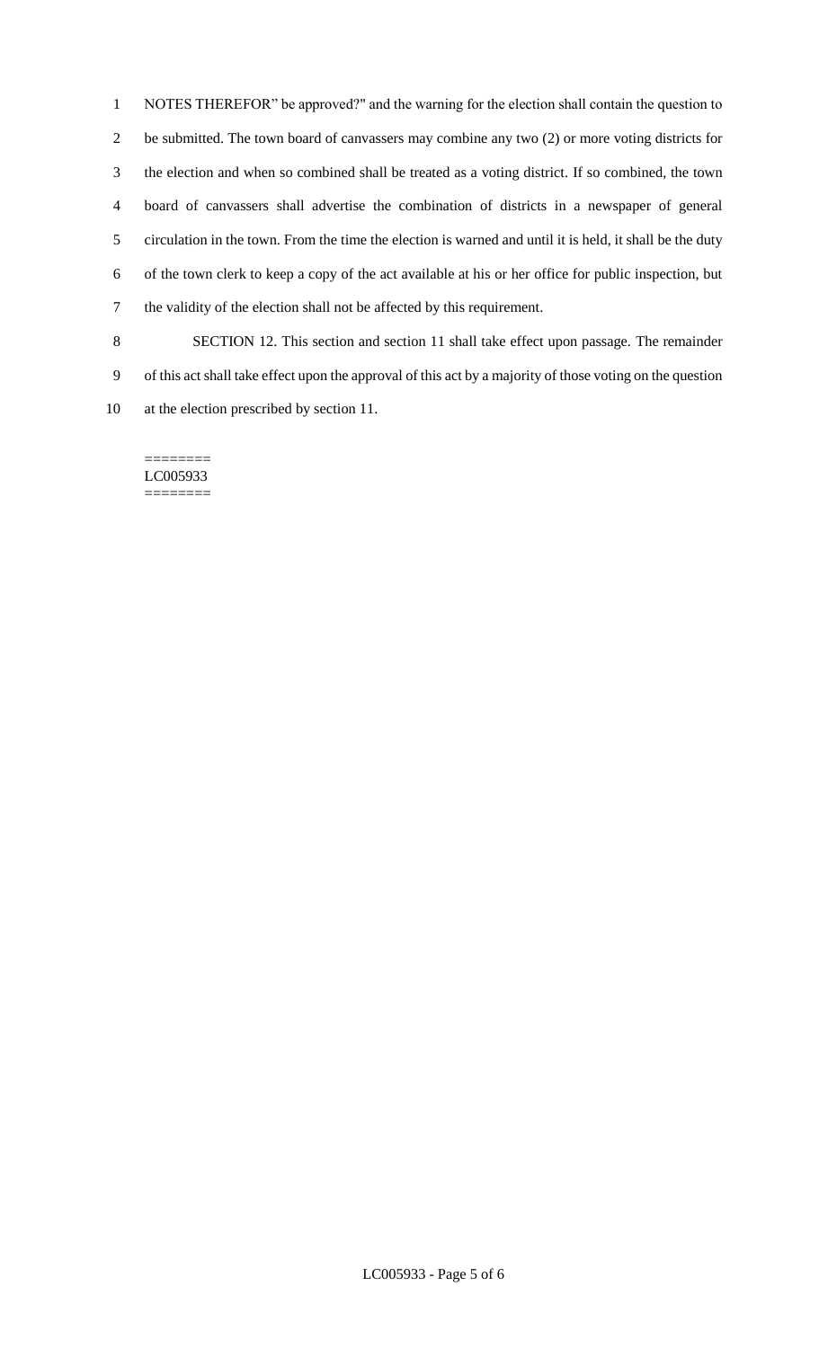NOTES THEREFOR" be approved?" and the warning for the election shall contain the question to be submitted. The town board of canvassers may combine any two (2) or more voting districts for the election and when so combined shall be treated as a voting district. If so combined, the town board of canvassers shall advertise the combination of districts in a newspaper of general circulation in the town. From the time the election is warned and until it is held, it shall be the duty of the town clerk to keep a copy of the act available at his or her office for public inspection, but the validity of the election shall not be affected by this requirement.

SECTION 12. This section and section 11 shall take effect upon passage. The remainder of this act shall take effect upon the approval of this act by a majority of those voting on the question at the election prescribed by section 11.

========
LC005933
========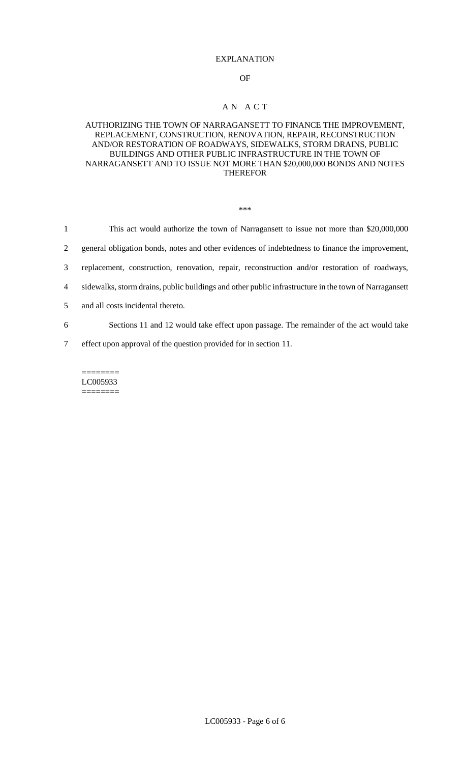EXPLANATION

OF

A N A C T

AUTHORIZING THE TOWN OF NARRAGANSETT TO FINANCE THE IMPROVEMENT, REPLACEMENT, CONSTRUCTION, RENOVATION, REPAIR, RECONSTRUCTION AND/OR RESTORATION OF ROADWAYS, SIDEWALKS, STORM DRAINS, PUBLIC BUILDINGS AND OTHER PUBLIC INFRASTRUCTURE IN THE TOWN OF NARRAGANSETT AND TO ISSUE NOT MORE THAN $20,000,000 BONDS AND NOTES THEREFOR

***

1 This act would authorize the town of Narragansett to issue not more than $20,000,000
2 general obligation bonds, notes and other evidences of indebtedness to finance the improvement,
3 replacement, construction, renovation, repair, reconstruction and/or restoration of roadways,
4 sidewalks, storm drains, public buildings and other public infrastructure in the town of Narragansett
5 and all costs incidental thereto.
6 Sections 11 and 12 would take effect upon passage. The remainder of the act would take
7 effect upon approval of the question provided for in section 11.

========
LC005933
========